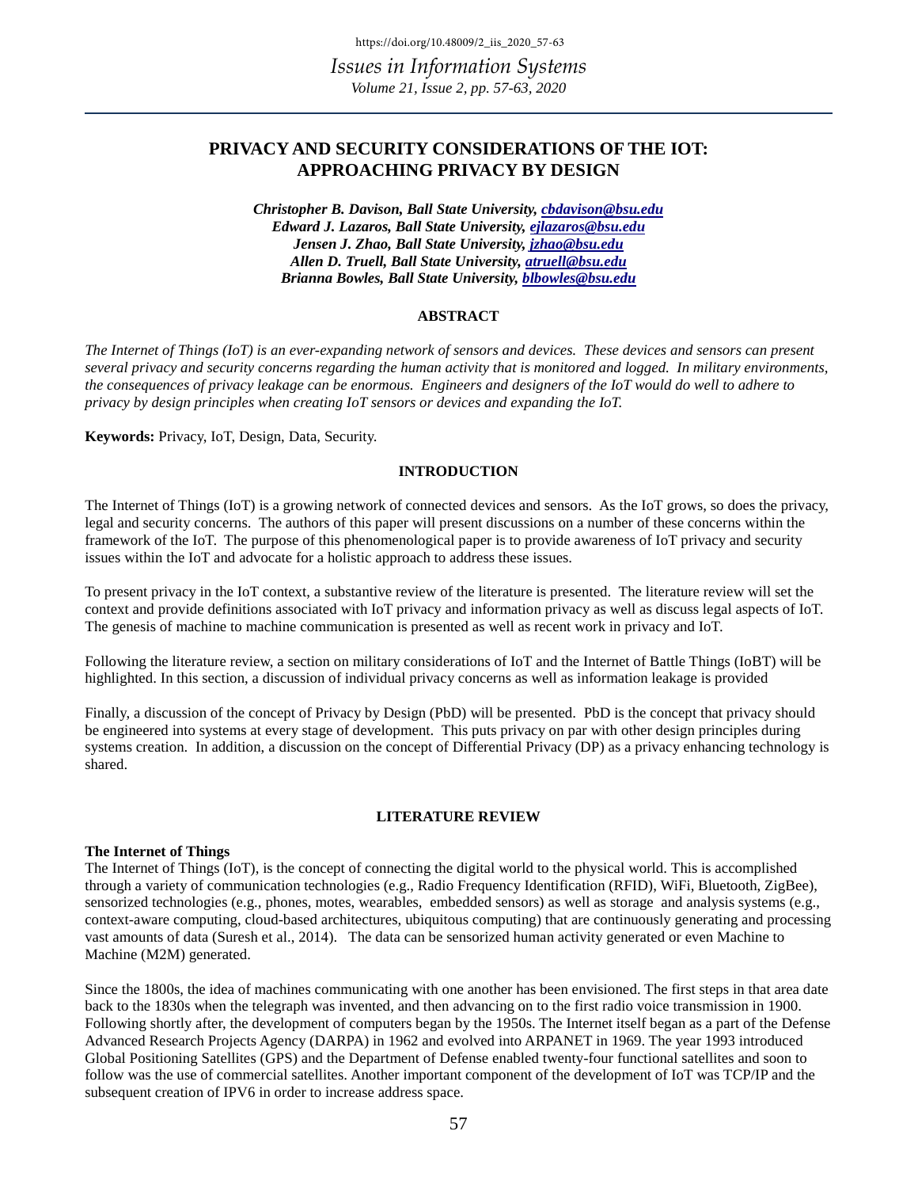# PRIVACY AND SECURITY CONSIDERATIONS OF THE IOT: APPROACHING PRIVACY BY DESIGN

***Christopher B. Davison, Ball State University, cbdavison@bsu.edu***
***Edward J. Lazaros, Ball State University, ejlazaros@bsu.edu***
***Jensen J. Zhao, Ball State University, jzhao@bsu.edu***
***Allen D. Truell, Ball State University, atruell@bsu.edu***
***Brianna Bowles, Ball State University, blbowles@bsu.edu***

## ABSTRACT

*The Internet of Things (IoT) is an ever-expanding network of sensors and devices. These devices and sensors can present several privacy and security concerns regarding the human activity that is monitored and logged. In military environments, the consequences of privacy leakage can be enormous. Engineers and designers of the IoT would do well to adhere to privacy by design principles when creating IoT sensors or devices and expanding the IoT.*

**Keywords:** Privacy, IoT, Design, Data, Security.

## INTRODUCTION

The Internet of Things (IoT) is a growing network of connected devices and sensors. As the IoT grows, so does the privacy, legal and security concerns. The authors of this paper will present discussions on a number of these concerns within the framework of the IoT. The purpose of this phenomenological paper is to provide awareness of IoT privacy and security issues within the IoT and advocate for a holistic approach to address these issues.

To present privacy in the IoT context, a substantive review of the literature is presented. The literature review will set the context and provide definitions associated with IoT privacy and information privacy as well as discuss legal aspects of IoT. The genesis of machine to machine communication is presented as well as recent work in privacy and IoT.

Following the literature review, a section on military considerations of IoT and the Internet of Battle Things (IoBT) will be highlighted. In this section, a discussion of individual privacy concerns as well as information leakage is provided

Finally, a discussion of the concept of Privacy by Design (PbD) will be presented. PbD is the concept that privacy should be engineered into systems at every stage of development. This puts privacy on par with other design principles during systems creation. In addition, a discussion on the concept of Differential Privacy (DP) as a privacy enhancing technology is shared.

## LITERATURE REVIEW

### The Internet of Things

The Internet of Things (IoT), is the concept of connecting the digital world to the physical world. This is accomplished through a variety of communication technologies (e.g., Radio Frequency Identification (RFID), WiFi, Bluetooth, ZigBee), sensorized technologies (e.g., phones, motes, wearables, embedded sensors) as well as storage and analysis systems (e.g., context-aware computing, cloud-based architectures, ubiquitous computing) that are continuously generating and processing vast amounts of data (Suresh et al., 2014). The data can be sensorized human activity generated or even Machine to Machine (M2M) generated.

Since the 1800s, the idea of machines communicating with one another has been envisioned. The first steps in that area date back to the 1830s when the telegraph was invented, and then advancing on to the first radio voice transmission in 1900. Following shortly after, the development of computers began by the 1950s. The Internet itself began as a part of the Defense Advanced Research Projects Agency (DARPA) in 1962 and evolved into ARPANET in 1969. The year 1993 introduced Global Positioning Satellites (GPS) and the Department of Defense enabled twenty-four functional satellites and soon to follow was the use of commercial satellites. Another important component of the development of IoT was TCP/IP and the subsequent creation of IPV6 in order to increase address space.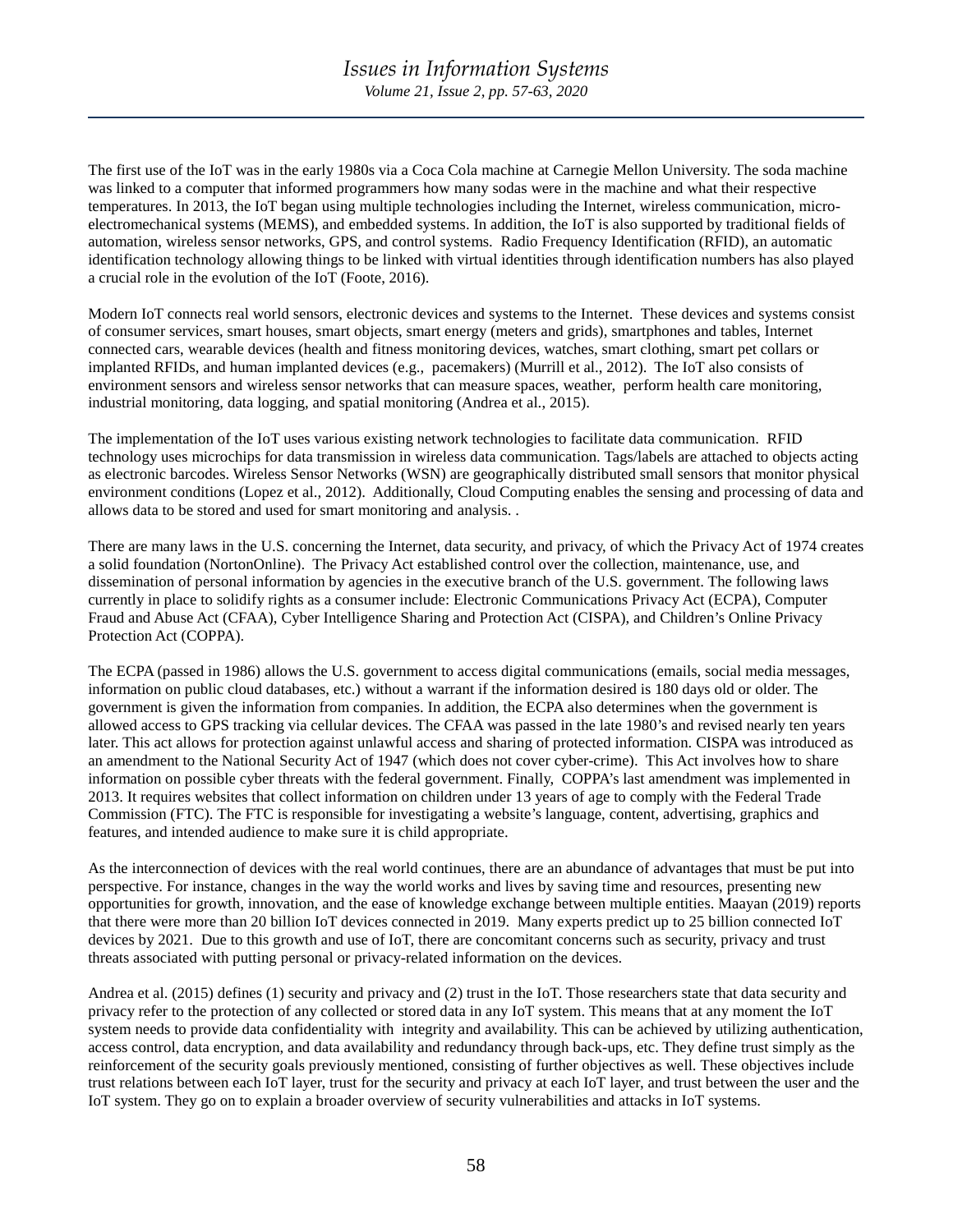The first use of the IoT was in the early 1980s via a Coca Cola machine at Carnegie Mellon University. The soda machine was linked to a computer that informed programmers how many sodas were in the machine and what their respective temperatures. In 2013, the IoT began using multiple technologies including the Internet, wireless communication, micro-electromechanical systems (MEMS), and embedded systems. In addition, the IoT is also supported by traditional fields of automation, wireless sensor networks, GPS, and control systems. Radio Frequency Identification (RFID), an automatic identification technology allowing things to be linked with virtual identities through identification numbers has also played a crucial role in the evolution of the IoT (Foote, 2016).

Modern IoT connects real world sensors, electronic devices and systems to the Internet. These devices and systems consist of consumer services, smart houses, smart objects, smart energy (meters and grids), smartphones and tables, Internet connected cars, wearable devices (health and fitness monitoring devices, watches, smart clothing, smart pet collars or implanted RFIDs, and human implanted devices (e.g., pacemakers) (Murrill et al., 2012). The IoT also consists of environment sensors and wireless sensor networks that can measure spaces, weather, perform health care monitoring, industrial monitoring, data logging, and spatial monitoring (Andrea et al., 2015).

The implementation of the IoT uses various existing network technologies to facilitate data communication. RFID technology uses microchips for data transmission in wireless data communication. Tags/labels are attached to objects acting as electronic barcodes. Wireless Sensor Networks (WSN) are geographically distributed small sensors that monitor physical environment conditions (Lopez et al., 2012). Additionally, Cloud Computing enables the sensing and processing of data and allows data to be stored and used for smart monitoring and analysis. .

There are many laws in the U.S. concerning the Internet, data security, and privacy, of which the Privacy Act of 1974 creates a solid foundation (NortonOnline). The Privacy Act established control over the collection, maintenance, use, and dissemination of personal information by agencies in the executive branch of the U.S. government. The following laws currently in place to solidify rights as a consumer include: Electronic Communications Privacy Act (ECPA), Computer Fraud and Abuse Act (CFAA), Cyber Intelligence Sharing and Protection Act (CISPA), and Children's Online Privacy Protection Act (COPPA).

The ECPA (passed in 1986) allows the U.S. government to access digital communications (emails, social media messages, information on public cloud databases, etc.) without a warrant if the information desired is 180 days old or older. The government is given the information from companies. In addition, the ECPA also determines when the government is allowed access to GPS tracking via cellular devices. The CFAA was passed in the late 1980's and revised nearly ten years later. This act allows for protection against unlawful access and sharing of protected information. CISPA was introduced as an amendment to the National Security Act of 1947 (which does not cover cyber-crime). This Act involves how to share information on possible cyber threats with the federal government. Finally, COPPA's last amendment was implemented in 2013. It requires websites that collect information on children under 13 years of age to comply with the Federal Trade Commission (FTC). The FTC is responsible for investigating a website's language, content, advertising, graphics and features, and intended audience to make sure it is child appropriate.

As the interconnection of devices with the real world continues, there are an abundance of advantages that must be put into perspective. For instance, changes in the way the world works and lives by saving time and resources, presenting new opportunities for growth, innovation, and the ease of knowledge exchange between multiple entities. Maayan (2019) reports that there were more than 20 billion IoT devices connected in 2019. Many experts predict up to 25 billion connected IoT devices by 2021. Due to this growth and use of IoT, there are concomitant concerns such as security, privacy and trust threats associated with putting personal or privacy-related information on the devices.

Andrea et al. (2015) defines (1) security and privacy and (2) trust in the IoT. Those researchers state that data security and privacy refer to the protection of any collected or stored data in any IoT system. This means that at any moment the IoT system needs to provide data confidentiality with integrity and availability. This can be achieved by utilizing authentication, access control, data encryption, and data availability and redundancy through back-ups, etc. They define trust simply as the reinforcement of the security goals previously mentioned, consisting of further objectives as well. These objectives include trust relations between each IoT layer, trust for the security and privacy at each IoT layer, and trust between the user and the IoT system. They go on to explain a broader overview of security vulnerabilities and attacks in IoT systems.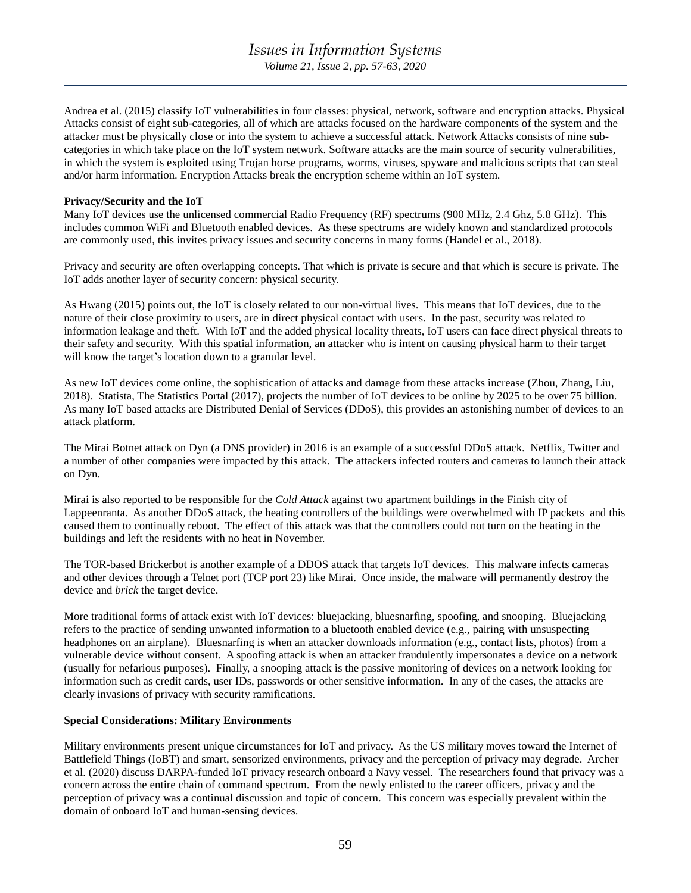Andrea et al. (2015) classify IoT vulnerabilities in four classes: physical, network, software and encryption attacks. Physical Attacks consist of eight sub-categories, all of which are attacks focused on the hardware components of the system and the attacker must be physically close or into the system to achieve a successful attack. Network Attacks consists of nine sub-categories in which take place on the IoT system network. Software attacks are the main source of security vulnerabilities, in which the system is exploited using Trojan horse programs, worms, viruses, spyware and malicious scripts that can steal and/or harm information. Encryption Attacks break the encryption scheme within an IoT system.

**Privacy/Security and the IoT**

Many IoT devices use the unlicensed commercial Radio Frequency (RF) spectrums (900 MHz, 2.4 Ghz, 5.8 GHz). This includes common WiFi and Bluetooth enabled devices. As these spectrums are widely known and standardized protocols are commonly used, this invites privacy issues and security concerns in many forms (Handel et al., 2018).

Privacy and security are often overlapping concepts. That which is private is secure and that which is secure is private. The IoT adds another layer of security concern: physical security.

As Hwang (2015) points out, the IoT is closely related to our non-virtual lives. This means that IoT devices, due to the nature of their close proximity to users, are in direct physical contact with users. In the past, security was related to information leakage and theft. With IoT and the added physical locality threats, IoT users can face direct physical threats to their safety and security. With this spatial information, an attacker who is intent on causing physical harm to their target will know the target's location down to a granular level.

As new IoT devices come online, the sophistication of attacks and damage from these attacks increase (Zhou, Zhang, Liu, 2018). Statista, The Statistics Portal (2017), projects the number of IoT devices to be online by 2025 to be over 75 billion. As many IoT based attacks are Distributed Denial of Services (DDoS), this provides an astonishing number of devices to an attack platform.

The Mirai Botnet attack on Dyn (a DNS provider) in 2016 is an example of a successful DDoS attack. Netflix, Twitter and a number of other companies were impacted by this attack. The attackers infected routers and cameras to launch their attack on Dyn.

Mirai is also reported to be responsible for the *Cold Attack* against two apartment buildings in the Finish city of Lappeenranta. As another DDoS attack, the heating controllers of the buildings were overwhelmed with IP packets and this caused them to continually reboot. The effect of this attack was that the controllers could not turn on the heating in the buildings and left the residents with no heat in November.

The TOR-based Brickerbot is another example of a DDOS attack that targets IoT devices. This malware infects cameras and other devices through a Telnet port (TCP port 23) like Mirai. Once inside, the malware will permanently destroy the device and *brick* the target device.

More traditional forms of attack exist with IoT devices: bluejacking, bluesnarfing, spoofing, and snooping. Bluejacking refers to the practice of sending unwanted information to a bluetooth enabled device (e.g., pairing with unsuspecting headphones on an airplane). Bluesnarfing is when an attacker downloads information (e.g., contact lists, photos) from a vulnerable device without consent. A spoofing attack is when an attacker fraudulently impersonates a device on a network (usually for nefarious purposes). Finally, a snooping attack is the passive monitoring of devices on a network looking for information such as credit cards, user IDs, passwords or other sensitive information. In any of the cases, the attacks are clearly invasions of privacy with security ramifications.

**Special Considerations: Military Environments**

Military environments present unique circumstances for IoT and privacy. As the US military moves toward the Internet of Battlefield Things (IoBT) and smart, sensorized environments, privacy and the perception of privacy may degrade. Archer et al. (2020) discuss DARPA-funded IoT privacy research onboard a Navy vessel. The researchers found that privacy was a concern across the entire chain of command spectrum. From the newly enlisted to the career officers, privacy and the perception of privacy was a continual discussion and topic of concern. This concern was especially prevalent within the domain of onboard IoT and human-sensing devices.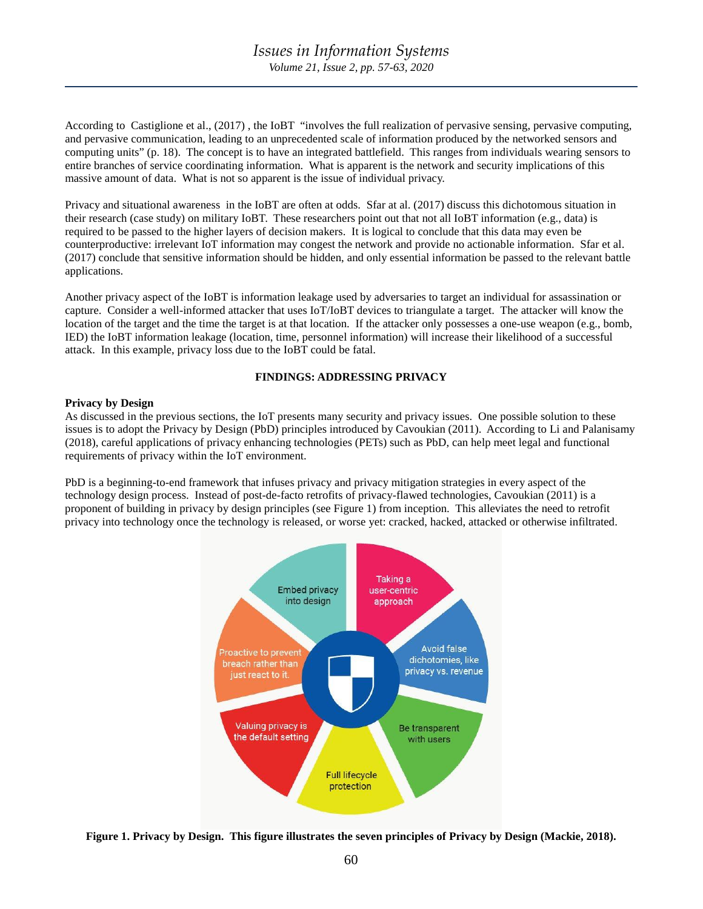According to Castiglione et al., (2017) , the IoBT "involves the full realization of pervasive sensing, pervasive computing, and pervasive communication, leading to an unprecedented scale of information produced by the networked sensors and computing units" (p. 18). The concept is to have an integrated battlefield. This ranges from individuals wearing sensors to entire branches of service coordinating information. What is apparent is the network and security implications of this massive amount of data. What is not so apparent is the issue of individual privacy.

Privacy and situational awareness in the IoBT are often at odds. Sfar at al. (2017) discuss this dichotomous situation in their research (case study) on military IoBT. These researchers point out that not all IoBT information (e.g., data) is required to be passed to the higher layers of decision makers. It is logical to conclude that this data may even be counterproductive: irrelevant IoT information may congest the network and provide no actionable information. Sfar et al. (2017) conclude that sensitive information should be hidden, and only essential information be passed to the relevant battle applications.

Another privacy aspect of the IoBT is information leakage used by adversaries to target an individual for assassination or capture. Consider a well-informed attacker that uses IoT/IoBT devices to triangulate a target. The attacker will know the location of the target and the time the target is at that location. If the attacker only possesses a one-use weapon (e.g., bomb, IED) the IoBT information leakage (location, time, personnel information) will increase their likelihood of a successful attack. In this example, privacy loss due to the IoBT could be fatal.

## FINDINGS: ADDRESSING PRIVACY

### Privacy by Design

As discussed in the previous sections, the IoT presents many security and privacy issues. One possible solution to these issues is to adopt the Privacy by Design (PbD) principles introduced by Cavoukian (2011). According to Li and Palanisamy (2018), careful applications of privacy enhancing technologies (PETs) such as PbD, can help meet legal and functional requirements of privacy within the IoT environment.

PbD is a beginning-to-end framework that infuses privacy and privacy mitigation strategies in every aspect of the technology design process. Instead of post-de-facto retrofits of privacy-flawed technologies, Cavoukian (2011) is a proponent of building in privacy by design principles (see Figure 1) from inception. This alleviates the need to retrofit privacy into technology once the technology is released, or worse yet: cracked, hacked, attacked or otherwise infiltrated.

**Figure 1. Privacy by Design. This figure illustrates the seven principles of Privacy by Design (Mackie, 2018).**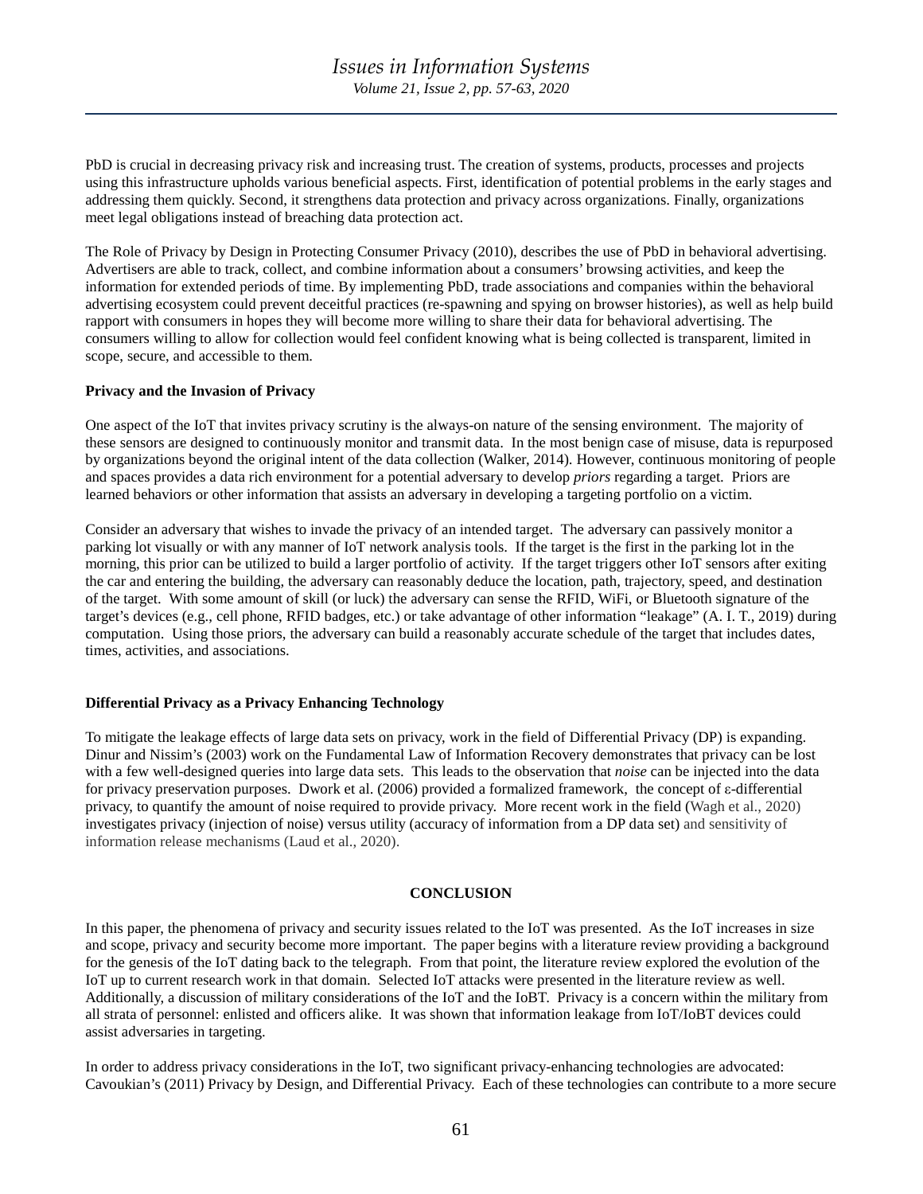PbD is crucial in decreasing privacy risk and increasing trust. The creation of systems, products, processes and projects using this infrastructure upholds various beneficial aspects. First, identification of potential problems in the early stages and addressing them quickly. Second, it strengthens data protection and privacy across organizations. Finally, organizations meet legal obligations instead of breaching data protection act.

The Role of Privacy by Design in Protecting Consumer Privacy (2010), describes the use of PbD in behavioral advertising. Advertisers are able to track, collect, and combine information about a consumers' browsing activities, and keep the information for extended periods of time. By implementing PbD, trade associations and companies within the behavioral advertising ecosystem could prevent deceitful practices (re-spawning and spying on browser histories), as well as help build rapport with consumers in hopes they will become more willing to share their data for behavioral advertising. The consumers willing to allow for collection would feel confident knowing what is being collected is transparent, limited in scope, secure, and accessible to them.

**Privacy and the Invasion of Privacy**

One aspect of the IoT that invites privacy scrutiny is the always-on nature of the sensing environment. The majority of these sensors are designed to continuously monitor and transmit data. In the most benign case of misuse, data is repurposed by organizations beyond the original intent of the data collection (Walker, 2014). However, continuous monitoring of people and spaces provides a data rich environment for a potential adversary to develop *priors* regarding a target. Priors are learned behaviors or other information that assists an adversary in developing a targeting portfolio on a victim.

Consider an adversary that wishes to invade the privacy of an intended target. The adversary can passively monitor a parking lot visually or with any manner of IoT network analysis tools. If the target is the first in the parking lot in the morning, this prior can be utilized to build a larger portfolio of activity. If the target triggers other IoT sensors after exiting the car and entering the building, the adversary can reasonably deduce the location, path, trajectory, speed, and destination of the target. With some amount of skill (or luck) the adversary can sense the RFID, WiFi, or Bluetooth signature of the target's devices (e.g., cell phone, RFID badges, etc.) or take advantage of other information "leakage" (A. I. T., 2019) during computation. Using those priors, the adversary can build a reasonably accurate schedule of the target that includes dates, times, activities, and associations.

**Differential Privacy as a Privacy Enhancing Technology**

To mitigate the leakage effects of large data sets on privacy, work in the field of Differential Privacy (DP) is expanding. Dinur and Nissim's (2003) work on the Fundamental Law of Information Recovery demonstrates that privacy can be lost with a few well-designed queries into large data sets. This leads to the observation that *noise* can be injected into the data for privacy preservation purposes. Dwork et al. (2006) provided a formalized framework, the concept of ε-differential privacy, to quantify the amount of noise required to provide privacy. More recent work in the field (Wagh et al., 2020) investigates privacy (injection of noise) versus utility (accuracy of information from a DP data set) and sensitivity of information release mechanisms (Laud et al., 2020).

## CONCLUSION

In this paper, the phenomena of privacy and security issues related to the IoT was presented. As the IoT increases in size and scope, privacy and security become more important. The paper begins with a literature review providing a background for the genesis of the IoT dating back to the telegraph. From that point, the literature review explored the evolution of the IoT up to current research work in that domain. Selected IoT attacks were presented in the literature review as well. Additionally, a discussion of military considerations of the IoT and the IoBT. Privacy is a concern within the military from all strata of personnel: enlisted and officers alike. It was shown that information leakage from IoT/IoBT devices could assist adversaries in targeting.

In order to address privacy considerations in the IoT, two significant privacy-enhancing technologies are advocated: Cavoukian's (2011) Privacy by Design, and Differential Privacy. Each of these technologies can contribute to a more secure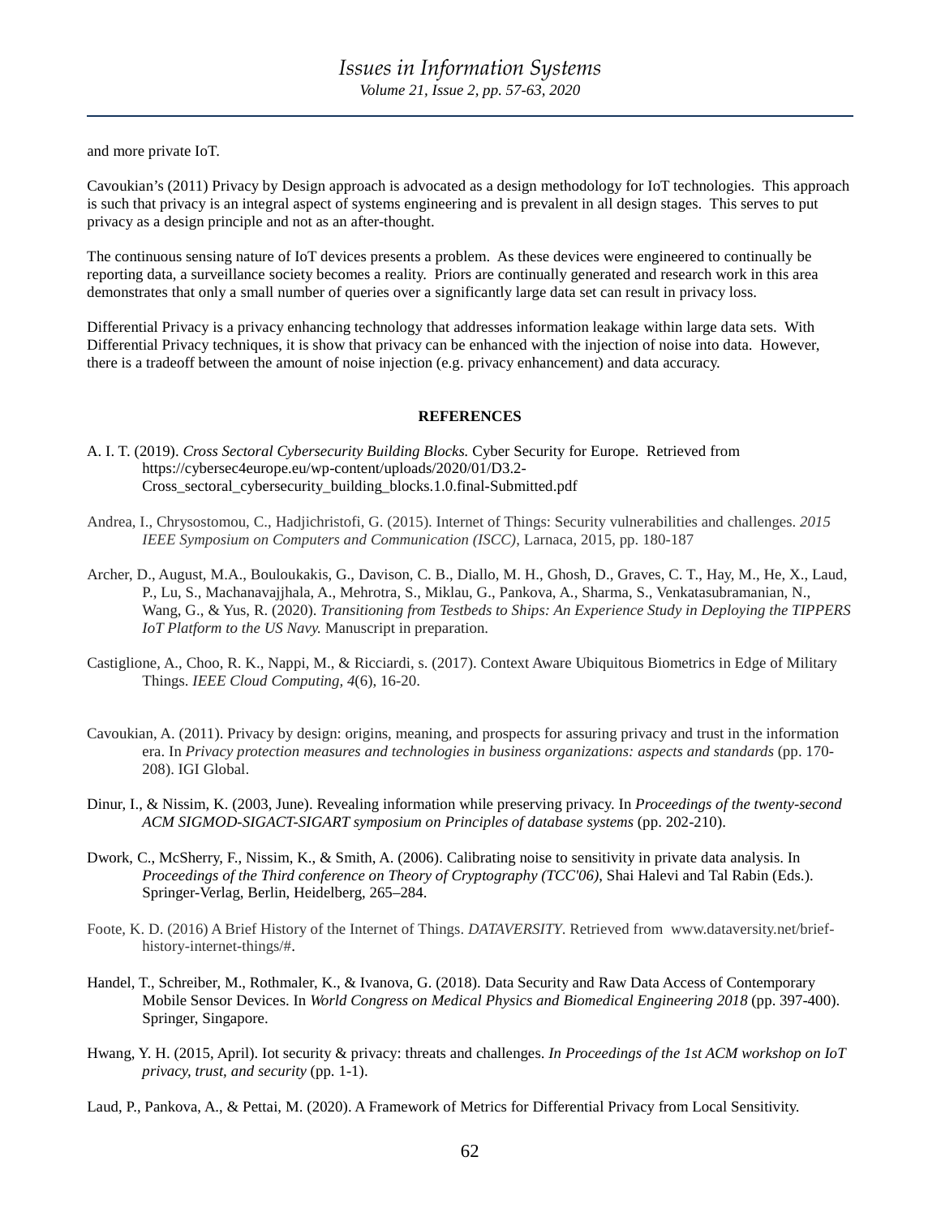and more private IoT.

Cavoukian's (2011) Privacy by Design approach is advocated as a design methodology for IoT technologies. This approach is such that privacy is an integral aspect of systems engineering and is prevalent in all design stages. This serves to put privacy as a design principle and not as an after-thought.

The continuous sensing nature of IoT devices presents a problem. As these devices were engineered to continually be reporting data, a surveillance society becomes a reality. Priors are continually generated and research work in this area demonstrates that only a small number of queries over a significantly large data set can result in privacy loss.

Differential Privacy is a privacy enhancing technology that addresses information leakage within large data sets. With Differential Privacy techniques, it is show that privacy can be enhanced with the injection of noise into data. However, there is a tradeoff between the amount of noise injection (e.g. privacy enhancement) and data accuracy.

## REFERENCES

A. I. T. (2019). *Cross Sectoral Cybersecurity Building Blocks.* Cyber Security for Europe. Retrieved from https://cybersec4europe.eu/wp-content/uploads/2020/01/D3.2-Cross_sectoral_cybersecurity_building_blocks.1.0.final-Submitted.pdf

Andrea, I., Chrysostomou, C., Hadjichristofi, G. (2015). Internet of Things: Security vulnerabilities and challenges. *2015 IEEE Symposium on Computers and Communication (ISCC)*, Larnaca, 2015, pp. 180-187

Archer, D., August, M.A., Bouloukakis, G., Davison, C. B., Diallo, M. H., Ghosh, D., Graves, C. T., Hay, M., He, X., Laud, P., Lu, S., Machanavajjhala, A., Mehrotra, S., Miklau, G., Pankova, A., Sharma, S., Venkatasubramanian, N., Wang, G., & Yus, R. (2020). *Transitioning from Testbeds to Ships: An Experience Study in Deploying the TIPPERS IoT Platform to the US Navy.* Manuscript in preparation.

Castiglione, A., Choo, R. K., Nappi, M., & Ricciardi, s. (2017). Context Aware Ubiquitous Biometrics in Edge of Military Things. *IEEE Cloud Computing, 4*(6), 16-20.

Cavoukian, A. (2011). Privacy by design: origins, meaning, and prospects for assuring privacy and trust in the information era. In *Privacy protection measures and technologies in business organizations: aspects and standards* (pp. 170-208). IGI Global.

Dinur, I., & Nissim, K. (2003, June). Revealing information while preserving privacy. In *Proceedings of the twenty-second ACM SIGMOD-SIGACT-SIGART symposium on Principles of database systems* (pp. 202-210).

Dwork, C., McSherry, F., Nissim, K., & Smith, A. (2006). Calibrating noise to sensitivity in private data analysis. In *Proceedings of the Third conference on Theory of Cryptography (TCC'06)*, Shai Halevi and Tal Rabin (Eds.). Springer-Verlag, Berlin, Heidelberg, 265–284.

Foote, K. D. (2016) A Brief History of the Internet of Things. *DATAVERSITY*. Retrieved from www.dataversity.net/brief-history-internet-things/#.

Handel, T., Schreiber, M., Rothmaler, K., & Ivanova, G. (2018). Data Security and Raw Data Access of Contemporary Mobile Sensor Devices. In *World Congress on Medical Physics and Biomedical Engineering 2018* (pp. 397-400). Springer, Singapore.

Hwang, Y. H. (2015, April). Iot security & privacy: threats and challenges. *In Proceedings of the 1st ACM workshop on IoT privacy, trust, and security* (pp. 1-1).

Laud, P., Pankova, A., & Pettai, M. (2020). A Framework of Metrics for Differential Privacy from Local Sensitivity.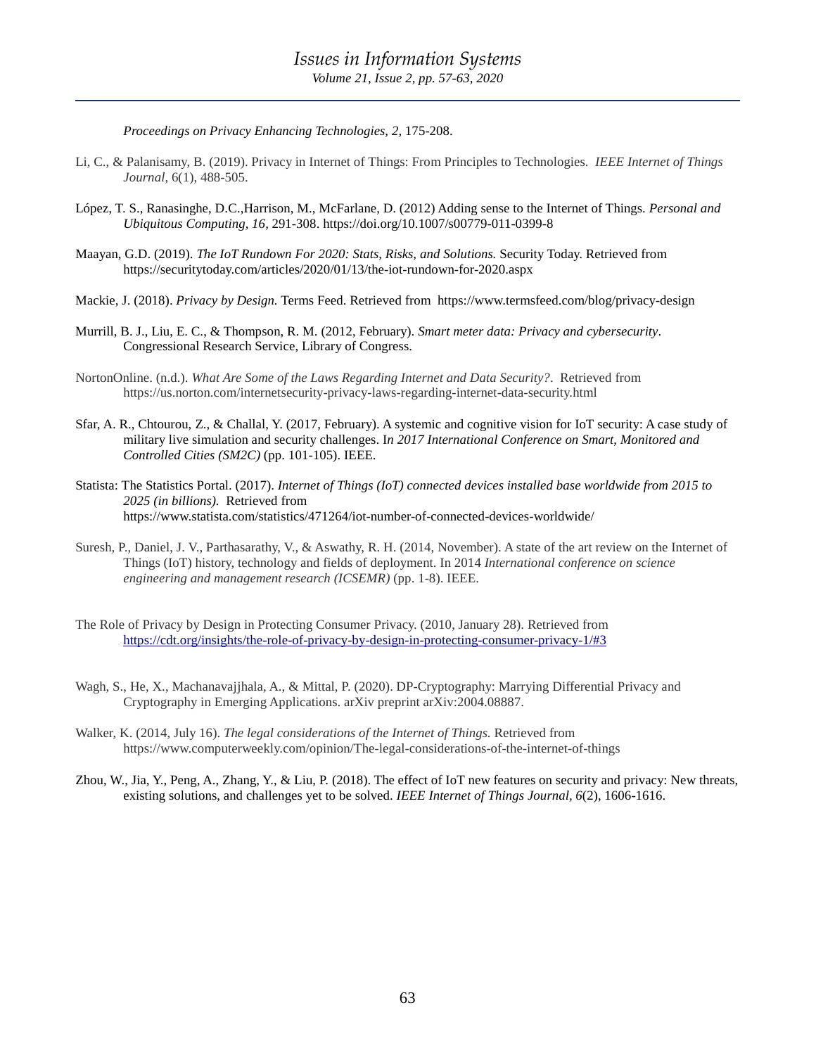*Proceedings on Privacy Enhancing Technologies, 2,* 175-208.

Li, C., & Palanisamy, B. (2019). Privacy in Internet of Things: From Principles to Technologies. *IEEE Internet of Things Journal*, 6(1), 488-505.

López, T. S., Ranasinghe, D.C.,Harrison, M., McFarlane, D. (2012) Adding sense to the Internet of Things. *Personal and Ubiquitous Computing, 16,* 291-308. https://doi.org/10.1007/s00779-011-0399-8

Maayan, G.D. (2019). *The IoT Rundown For 2020: Stats, Risks, and Solutions.* Security Today. Retrieved from https://securitytoday.com/articles/2020/01/13/the-iot-rundown-for-2020.aspx

Mackie, J. (2018). *Privacy by Design.* Terms Feed. Retrieved from https://www.termsfeed.com/blog/privacy-design

Murrill, B. J., Liu, E. C., & Thompson, R. M. (2012, February). *Smart meter data: Privacy and cybersecurity*. Congressional Research Service, Library of Congress.

NortonOnline. (n.d.). *What Are Some of the Laws Regarding Internet and Data Security?*. Retrieved from https://us.norton.com/internetsecurity-privacy-laws-regarding-internet-data-security.html

Sfar, A. R., Chtourou, Z., & Challal, Y. (2017, February). A systemic and cognitive vision for IoT security: A case study of military live simulation and security challenges. I*n 2017 International Conference on Smart, Monitored and Controlled Cities (SM2C)* (pp. 101-105). IEEE.

Statista: The Statistics Portal. (2017). *Internet of Things (IoT) connected devices installed base worldwide from 2015 to 2025 (in billions).* Retrieved from https://www.statista.com/statistics/471264/iot-number-of-connected-devices-worldwide/

Suresh, P., Daniel, J. V., Parthasarathy, V., & Aswathy, R. H. (2014, November). A state of the art review on the Internet of Things (IoT) history, technology and fields of deployment. In 2014 *International conference on science engineering and management research (ICSEMR)* (pp. 1-8). IEEE.

The Role of Privacy by Design in Protecting Consumer Privacy. (2010, January 28). Retrieved from https://cdt.org/insights/the-role-of-privacy-by-design-in-protecting-consumer-privacy-1/#3

Wagh, S., He, X., Machanavajjhala, A., & Mittal, P. (2020). DP-Cryptography: Marrying Differential Privacy and Cryptography in Emerging Applications. arXiv preprint arXiv:2004.08887.

Walker, K. (2014, July 16). *The legal considerations of the Internet of Things.* Retrieved from https://www.computerweekly.com/opinion/The-legal-considerations-of-the-internet-of-things

Zhou, W., Jia, Y., Peng, A., Zhang, Y., & Liu, P. (2018). The effect of IoT new features on security and privacy: New threats, existing solutions, and challenges yet to be solved. *IEEE Internet of Things Journal*, *6*(2), 1606-1616.